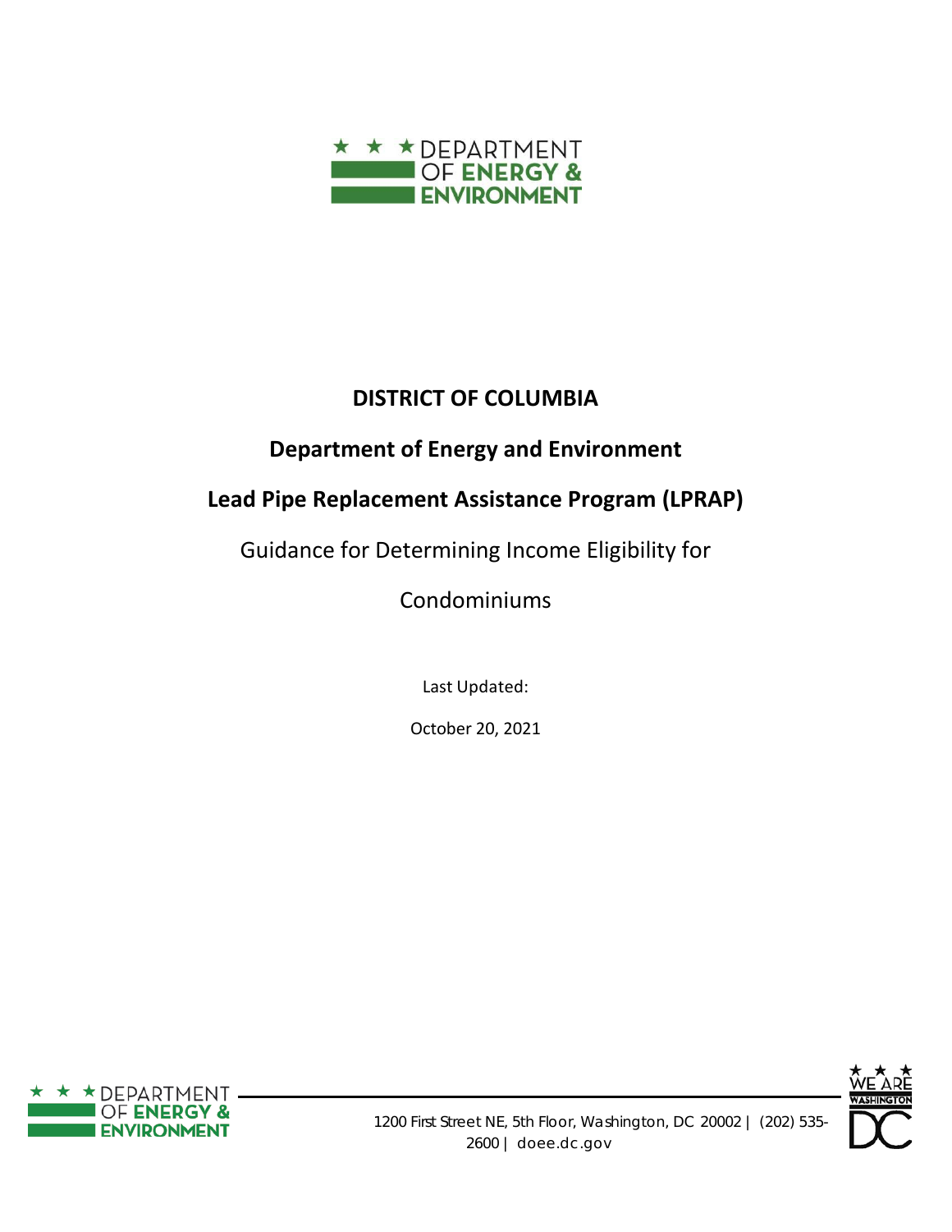**DISTRICT OF COLUMBIA**

**Department of Energy and Environment**

**Lead Pipe Replacement Assistance Program (LPRAP)**

Guidance for Determining Income Eligibility for

Condominiums

Last Updated:

October 20, 2021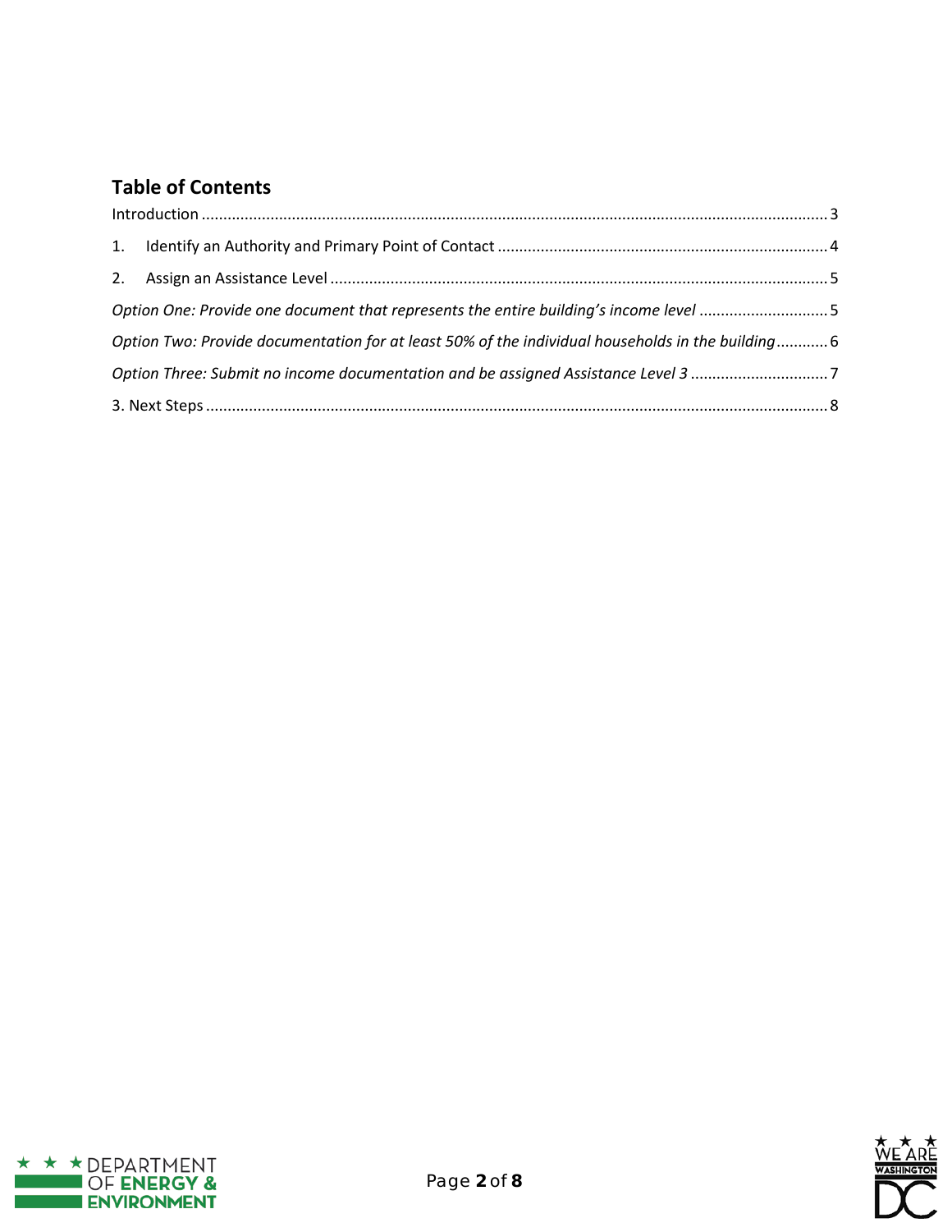## Table of Contents

Introduction .......... 3

1. Identify an Authority and Primary Point of Contact .......... 4
2. Assign an Assistance Level .......... 5

*Option One: Provide one document that represents the entire building's income level* .......... 5

*Option Two: Provide documentation for at least 50% of the individual households in the building* .......... 6

*Option Three: Submit no income documentation and be assigned Assistance Level 3* .......... 7

3. Next Steps .......... 8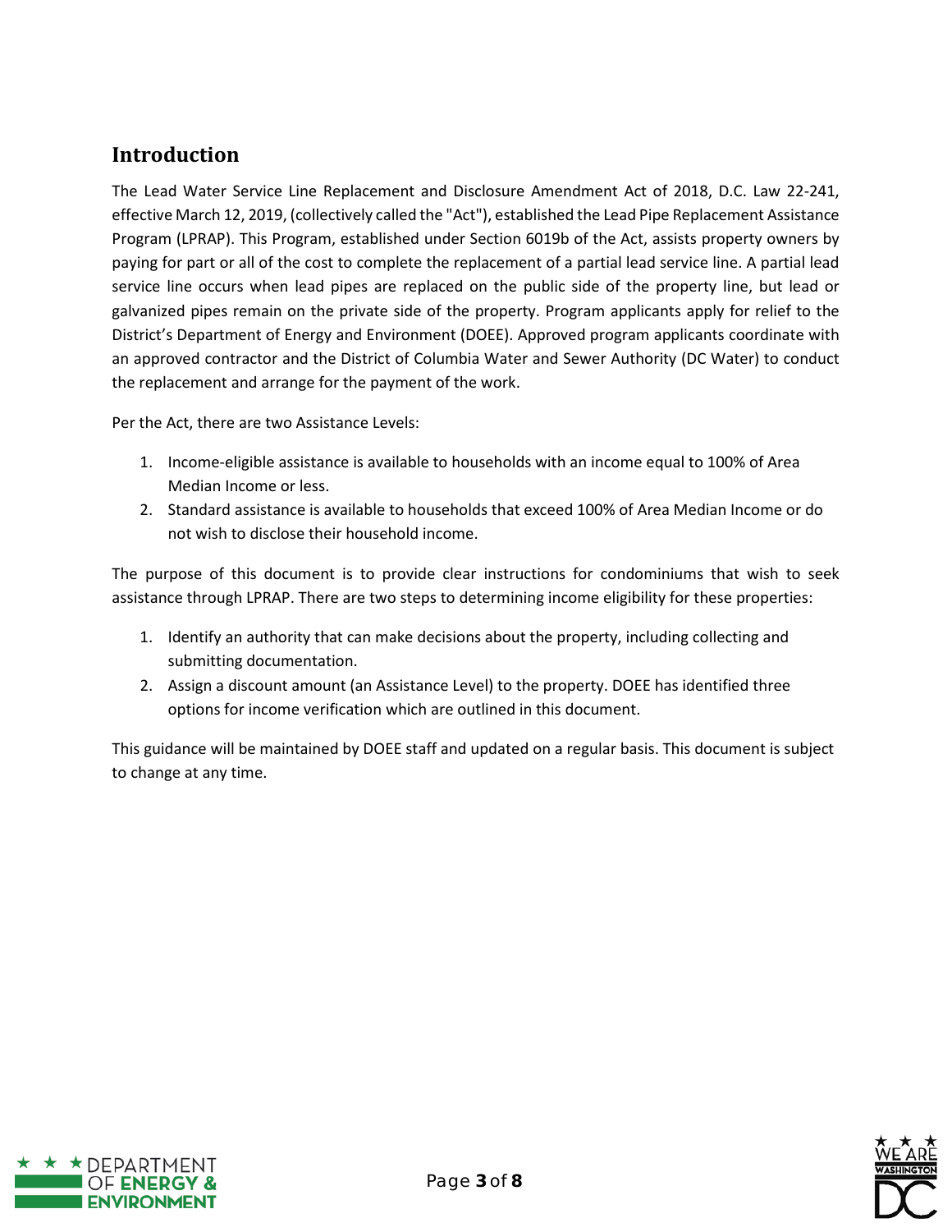## Introduction

The Lead Water Service Line Replacement and Disclosure Amendment Act of 2018, D.C. Law 22-241, effective March 12, 2019, (collectively called the "Act"), established the Lead Pipe Replacement Assistance Program (LPRAP). This Program, established under Section 6019b of the Act, assists property owners by paying for part or all of the cost to complete the replacement of a partial lead service line. A partial lead service line occurs when lead pipes are replaced on the public side of the property line, but lead or galvanized pipes remain on the private side of the property. Program applicants apply for relief to the District's Department of Energy and Environment (DOEE). Approved program applicants coordinate with an approved contractor and the District of Columbia Water and Sewer Authority (DC Water) to conduct the replacement and arrange for the payment of the work.

Per the Act, there are two Assistance Levels:

1. Income-eligible assistance is available to households with an income equal to 100% of Area Median Income or less.
2. Standard assistance is available to households that exceed 100% of Area Median Income or do not wish to disclose their household income.

The purpose of this document is to provide clear instructions for condominiums that wish to seek assistance through LPRAP. There are two steps to determining income eligibility for these properties:

1. Identify an authority that can make decisions about the property, including collecting and submitting documentation.
2. Assign a discount amount (an Assistance Level) to the property. DOEE has identified three options for income verification which are outlined in this document.

This guidance will be maintained by DOEE staff and updated on a regular basis. This document is subject to change at any time.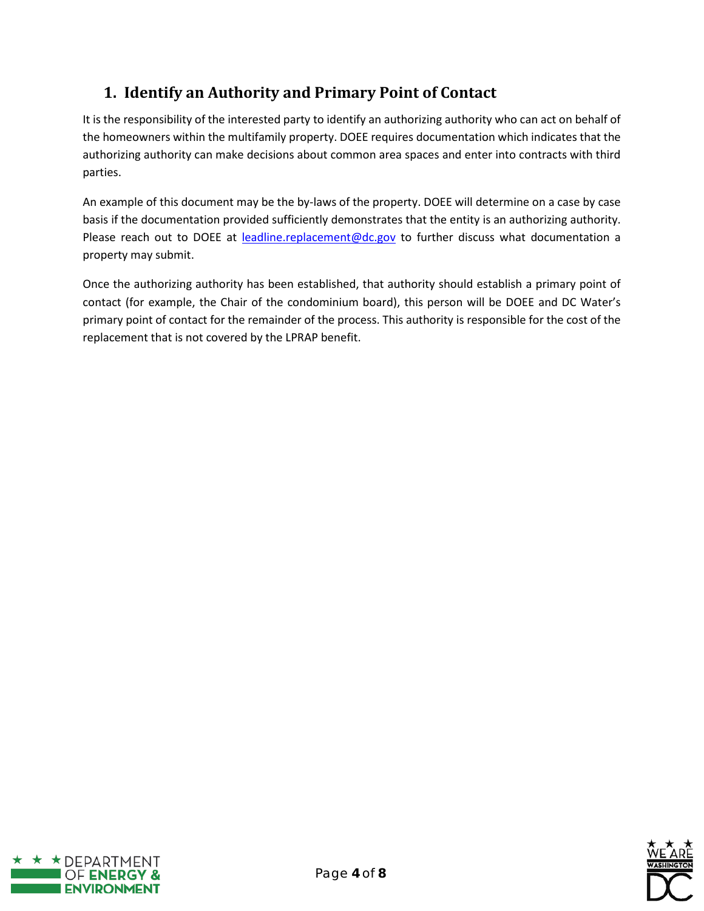## 1. Identify an Authority and Primary Point of Contact

It is the responsibility of the interested party to identify an authorizing authority who can act on behalf of the homeowners within the multifamily property. DOEE requires documentation which indicates that the authorizing authority can make decisions about common area spaces and enter into contracts with third parties.

An example of this document may be the by-laws of the property. DOEE will determine on a case by case basis if the documentation provided sufficiently demonstrates that the entity is an authorizing authority. Please reach out to DOEE at [leadline.replacement@dc.gov](mailto:leadline.replacement@dc.gov) to further discuss what documentation a property may submit.

Once the authorizing authority has been established, that authority should establish a primary point of contact (for example, the Chair of the condominium board), this person will be DOEE and DC Water's primary point of contact for the remainder of the process. This authority is responsible for the cost of the replacement that is not covered by the LPRAP benefit.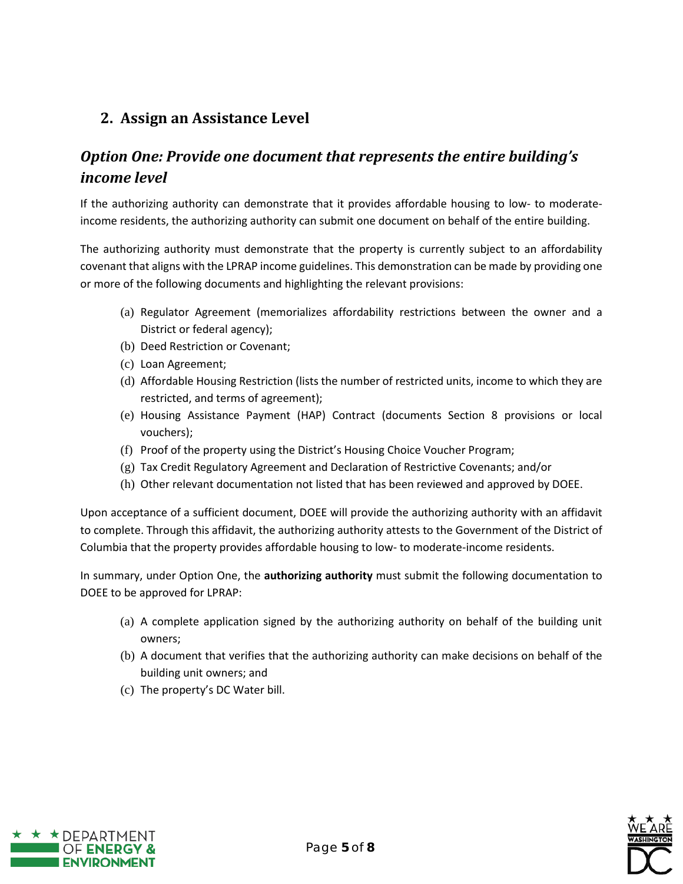## 2. Assign an Assistance Level

### *Option One: Provide one document that represents the entire building's income level*

If the authorizing authority can demonstrate that it provides affordable housing to low- to moderate-income residents, the authorizing authority can submit one document on behalf of the entire building.

The authorizing authority must demonstrate that the property is currently subject to an affordability covenant that aligns with the LPRAP income guidelines. This demonstration can be made by providing one or more of the following documents and highlighting the relevant provisions:

(a) Regulator Agreement (memorializes affordability restrictions between the owner and a District or federal agency);
(b) Deed Restriction or Covenant;
(c) Loan Agreement;
(d) Affordable Housing Restriction (lists the number of restricted units, income to which they are restricted, and terms of agreement);
(e) Housing Assistance Payment (HAP) Contract (documents Section 8 provisions or local vouchers);
(f) Proof of the property using the District's Housing Choice Voucher Program;
(g) Tax Credit Regulatory Agreement and Declaration of Restrictive Covenants; and/or
(h) Other relevant documentation not listed that has been reviewed and approved by DOEE.

Upon acceptance of a sufficient document, DOEE will provide the authorizing authority with an affidavit to complete. Through this affidavit, the authorizing authority attests to the Government of the District of Columbia that the property provides affordable housing to low- to moderate-income residents.

In summary, under Option One, the **authorizing authority** must submit the following documentation to DOEE to be approved for LPRAP:

(a) A complete application signed by the authorizing authority on behalf of the building unit owners;
(b) A document that verifies that the authorizing authority can make decisions on behalf of the building unit owners; and
(c) The property's DC Water bill.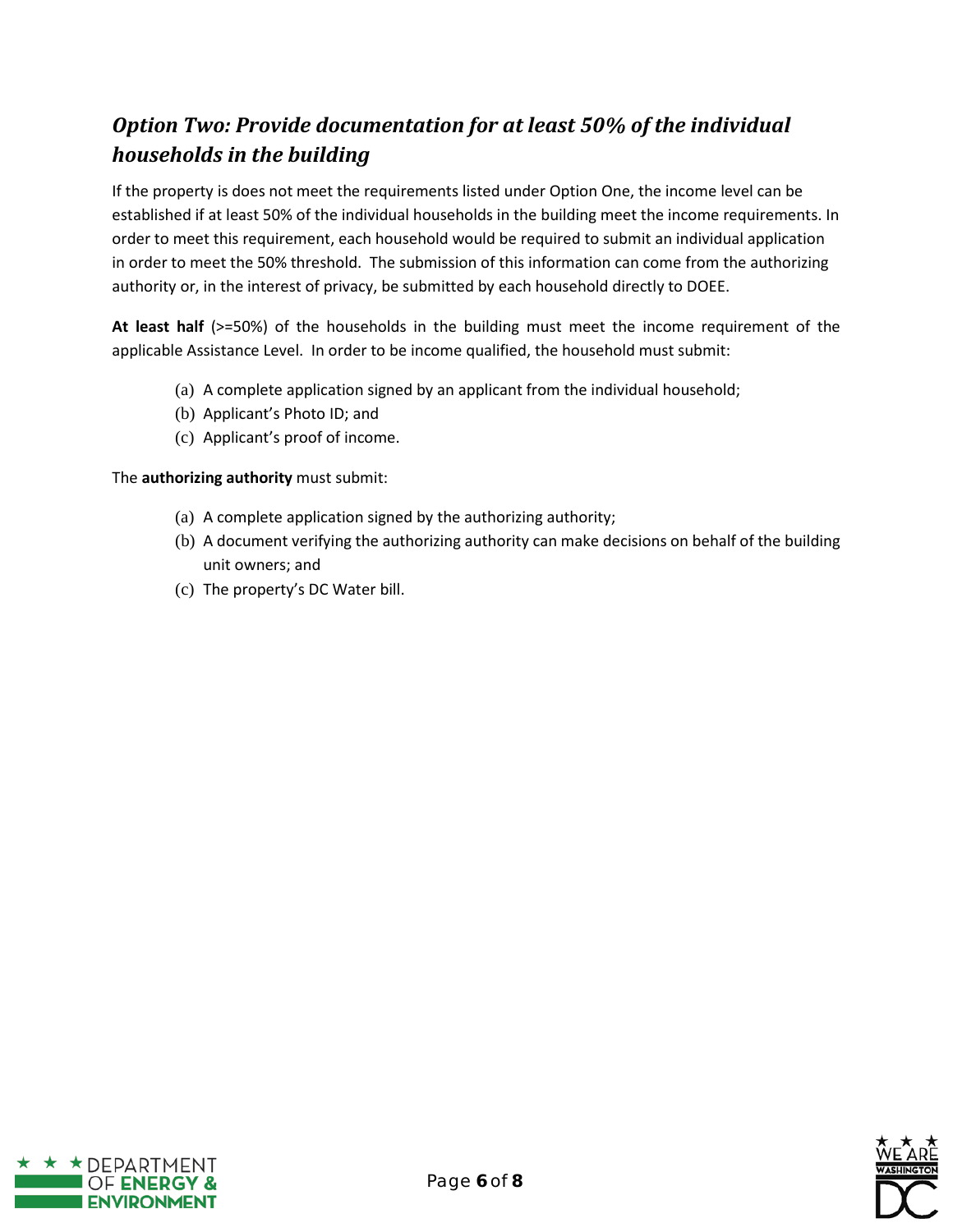## *Option Two: Provide documentation for at least 50% of the individual households in the building*

If the property is does not meet the requirements listed under Option One, the income level can be established if at least 50% of the individual households in the building meet the income requirements. In order to meet this requirement, each household would be required to submit an individual application in order to meet the 50% threshold. The submission of this information can come from the authorizing authority or, in the interest of privacy, be submitted by each household directly to DOEE.

**At least half** (>=50%) of the households in the building must meet the income requirement of the applicable Assistance Level. In order to be income qualified, the household must submit:

(a) A complete application signed by an applicant from the individual household;
(b) Applicant's Photo ID; and
(c) Applicant's proof of income.

The **authorizing authority** must submit:

(a) A complete application signed by the authorizing authority;
(b) A document verifying the authorizing authority can make decisions on behalf of the building unit owners; and
(c) The property's DC Water bill.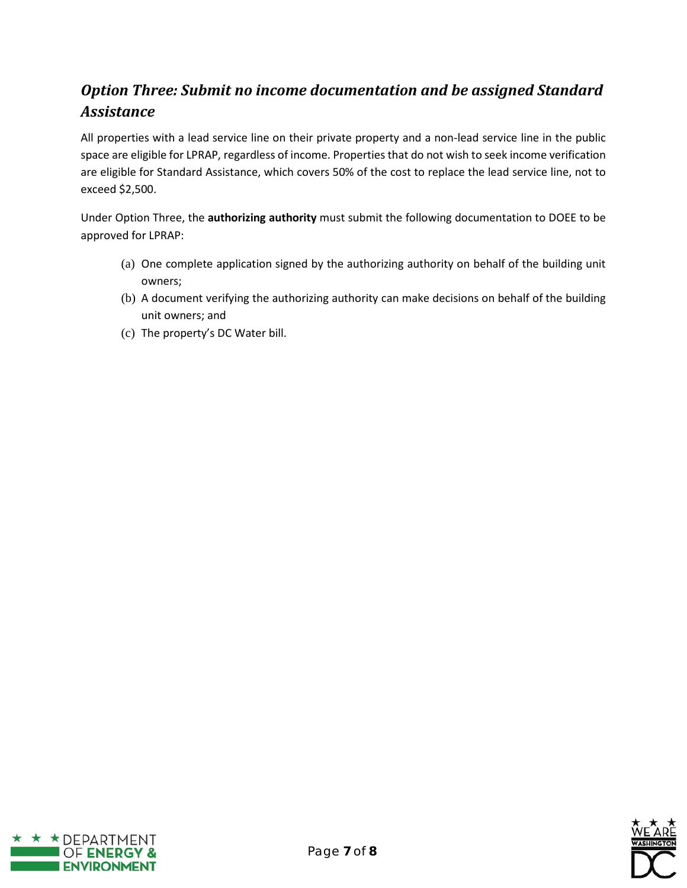## *Option Three: Submit no income documentation and be assigned Standard Assistance*

All properties with a lead service line on their private property and a non-lead service line in the public space are eligible for LPRAP, regardless of income. Properties that do not wish to seek income verification are eligible for Standard Assistance, which covers 50% of the cost to replace the lead service line, not to exceed $2,500.

Under Option Three, the **authorizing authority** must submit the following documentation to DOEE to be approved for LPRAP:

(a) One complete application signed by the authorizing authority on behalf of the building unit owners;
(b) A document verifying the authorizing authority can make decisions on behalf of the building unit owners; and
(c) The property's DC Water bill.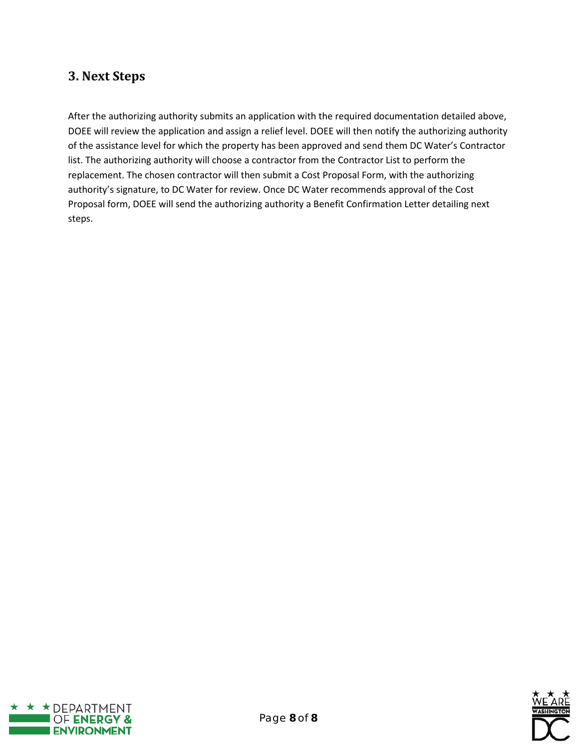## 3. Next Steps

After the authorizing authority submits an application with the required documentation detailed above, DOEE will review the application and assign a relief level. DOEE will then notify the authorizing authority of the assistance level for which the property has been approved and send them DC Water's Contractor list. The authorizing authority will choose a contractor from the Contractor List to perform the replacement. The chosen contractor will then submit a Cost Proposal Form, with the authorizing authority's signature, to DC Water for review. Once DC Water recommends approval of the Cost Proposal form, DOEE will send the authorizing authority a Benefit Confirmation Letter detailing next steps.